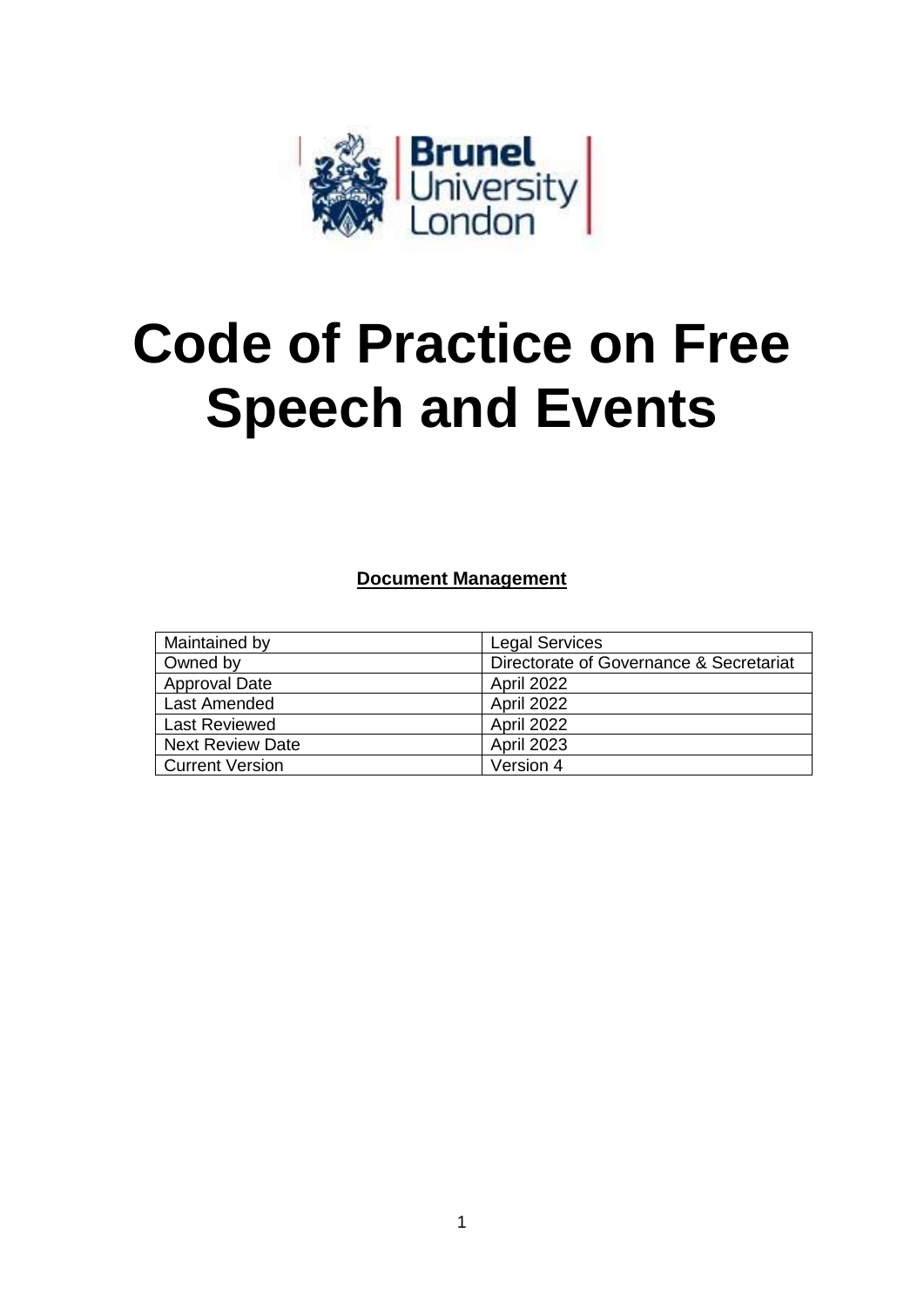# Code of Practice on Free Speech and Events

**Document Management**

| Maintained by | Legal Services |
|---|---|
| Owned by | Directorate of Governance & Secretariat |
| Approval Date | April 2022 |
| Last Amended | April 2022 |
| Last Reviewed | April 2022 |
| Next Review Date | April 2023 |
| Current Version | Version 4 |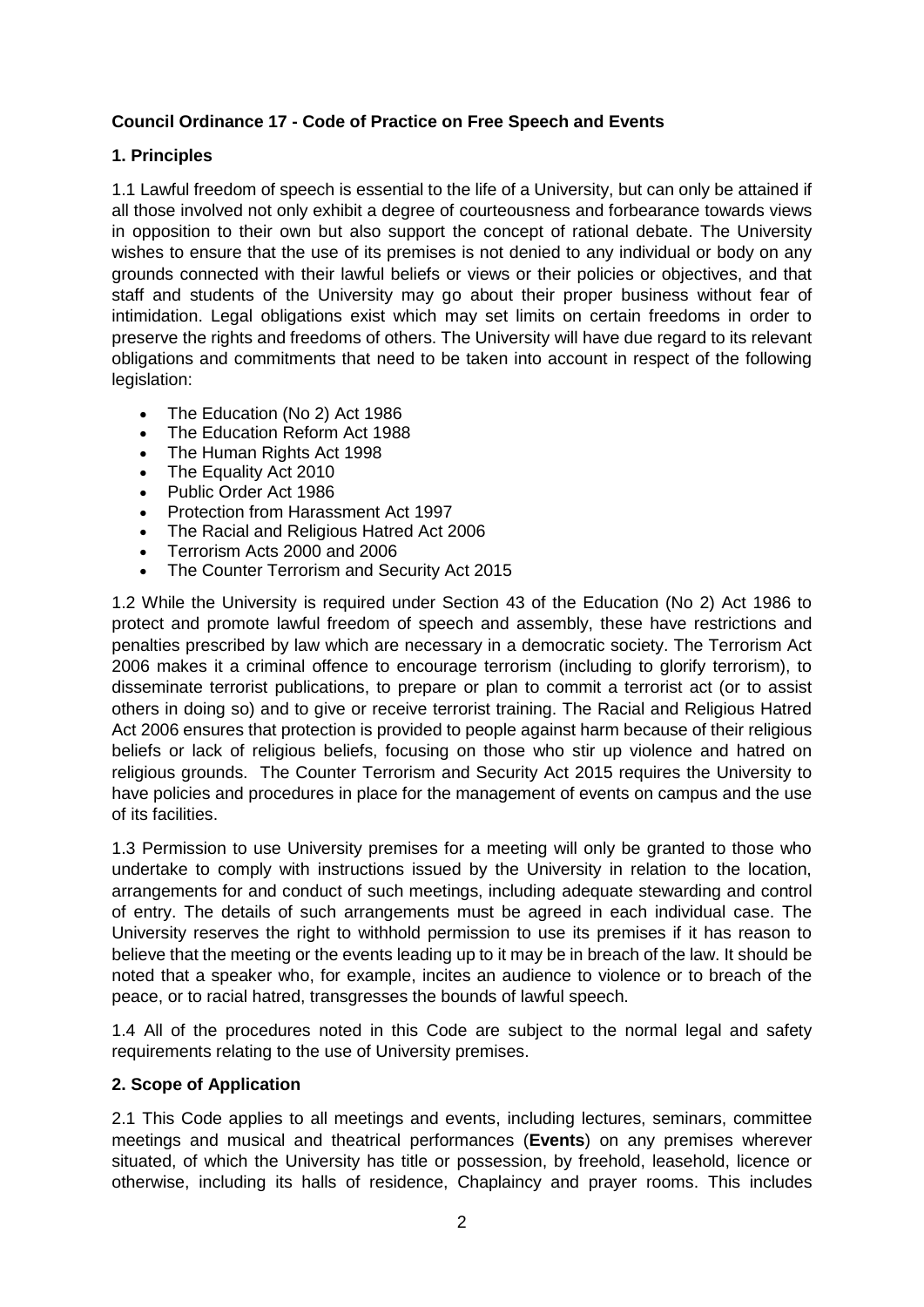**Council Ordinance 17 - Code of Practice on Free Speech and Events**

**1. Principles**

1.1 Lawful freedom of speech is essential to the life of a University, but can only be attained if all those involved not only exhibit a degree of courteousness and forbearance towards views in opposition to their own but also support the concept of rational debate. The University wishes to ensure that the use of its premises is not denied to any individual or body on any grounds connected with their lawful beliefs or views or their policies or objectives, and that staff and students of the University may go about their proper business without fear of intimidation. Legal obligations exist which may set limits on certain freedoms in order to preserve the rights and freedoms of others. The University will have due regard to its relevant obligations and commitments that need to be taken into account in respect of the following legislation:

- The Education (No 2) Act 1986
- The Education Reform Act 1988
- The Human Rights Act 1998
- The Equality Act 2010
- Public Order Act 1986
- Protection from Harassment Act 1997
- The Racial and Religious Hatred Act 2006
- Terrorism Acts 2000 and 2006
- The Counter Terrorism and Security Act 2015

1.2 While the University is required under Section 43 of the Education (No 2) Act 1986 to protect and promote lawful freedom of speech and assembly, these have restrictions and penalties prescribed by law which are necessary in a democratic society. The Terrorism Act 2006 makes it a criminal offence to encourage terrorism (including to glorify terrorism), to disseminate terrorist publications, to prepare or plan to commit a terrorist act (or to assist others in doing so) and to give or receive terrorist training. The Racial and Religious Hatred Act 2006 ensures that protection is provided to people against harm because of their religious beliefs or lack of religious beliefs, focusing on those who stir up violence and hatred on religious grounds. The Counter Terrorism and Security Act 2015 requires the University to have policies and procedures in place for the management of events on campus and the use of its facilities.

1.3 Permission to use University premises for a meeting will only be granted to those who undertake to comply with instructions issued by the University in relation to the location, arrangements for and conduct of such meetings, including adequate stewarding and control of entry. The details of such arrangements must be agreed in each individual case. The University reserves the right to withhold permission to use its premises if it has reason to believe that the meeting or the events leading up to it may be in breach of the law. It should be noted that a speaker who, for example, incites an audience to violence or to breach of the peace, or to racial hatred, transgresses the bounds of lawful speech.

1.4 All of the procedures noted in this Code are subject to the normal legal and safety requirements relating to the use of University premises.

**2. Scope of Application**

2.1 This Code applies to all meetings and events, including lectures, seminars, committee meetings and musical and theatrical performances (**Events**) on any premises wherever situated, of which the University has title or possession, by freehold, leasehold, licence or otherwise, including its halls of residence, Chaplaincy and prayer rooms. This includes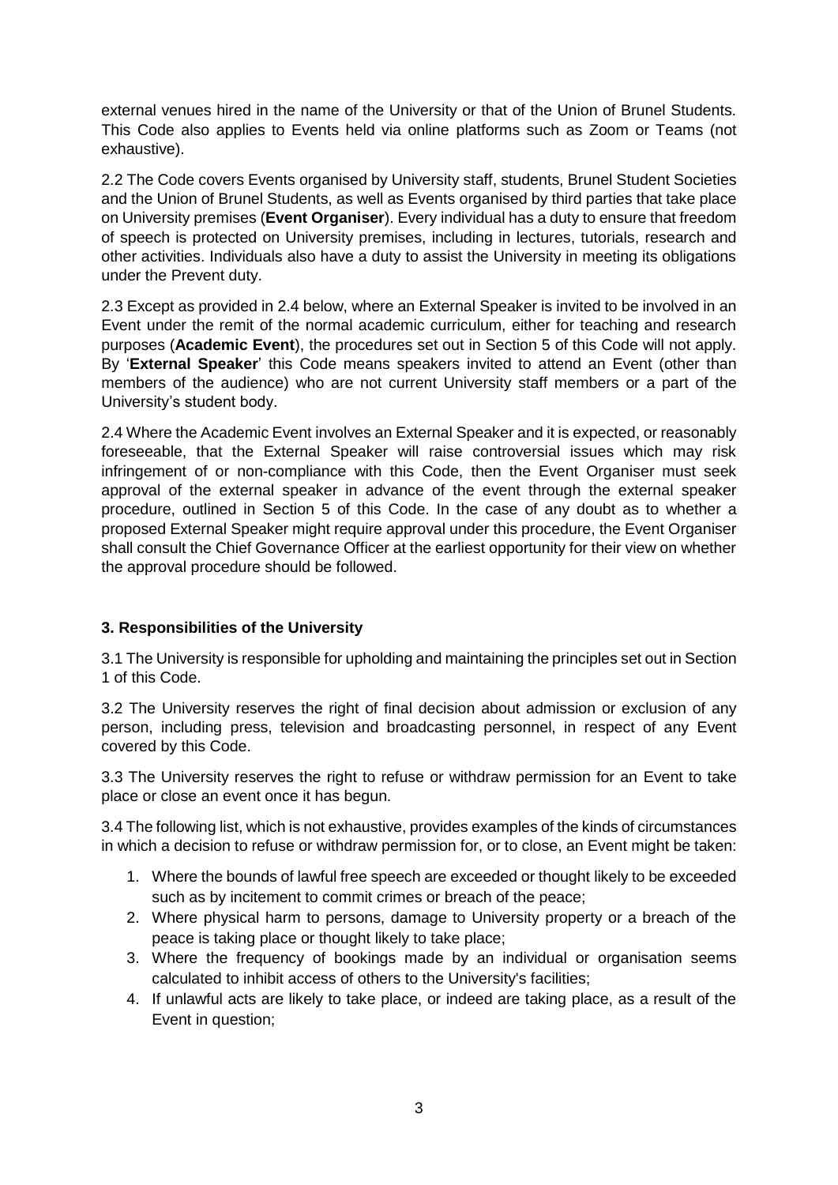external venues hired in the name of the University or that of the Union of Brunel Students. This Code also applies to Events held via online platforms such as Zoom or Teams (not exhaustive).

2.2 The Code covers Events organised by University staff, students, Brunel Student Societies and the Union of Brunel Students, as well as Events organised by third parties that take place on University premises (**Event Organiser**). Every individual has a duty to ensure that freedom of speech is protected on University premises, including in lectures, tutorials, research and other activities. Individuals also have a duty to assist the University in meeting its obligations under the Prevent duty.

2.3 Except as provided in 2.4 below, where an External Speaker is invited to be involved in an Event under the remit of the normal academic curriculum, either for teaching and research purposes (**Academic Event**), the procedures set out in Section 5 of this Code will not apply. By '**External Speaker**' this Code means speakers invited to attend an Event (other than members of the audience) who are not current University staff members or a part of the University's student body.

2.4 Where the Academic Event involves an External Speaker and it is expected, or reasonably foreseeable, that the External Speaker will raise controversial issues which may risk infringement of or non-compliance with this Code, then the Event Organiser must seek approval of the external speaker in advance of the event through the external speaker procedure, outlined in Section 5 of this Code. In the case of any doubt as to whether a proposed External Speaker might require approval under this procedure, the Event Organiser shall consult the Chief Governance Officer at the earliest opportunity for their view on whether the approval procedure should be followed.

### 3. Responsibilities of the University

3.1 The University is responsible for upholding and maintaining the principles set out in Section 1 of this Code.

3.2 The University reserves the right of final decision about admission or exclusion of any person, including press, television and broadcasting personnel, in respect of any Event covered by this Code.

3.3 The University reserves the right to refuse or withdraw permission for an Event to take place or close an event once it has begun.

3.4 The following list, which is not exhaustive, provides examples of the kinds of circumstances in which a decision to refuse or withdraw permission for, or to close, an Event might be taken:

1. Where the bounds of lawful free speech are exceeded or thought likely to be exceeded such as by incitement to commit crimes or breach of the peace;
2. Where physical harm to persons, damage to University property or a breach of the peace is taking place or thought likely to take place;
3. Where the frequency of bookings made by an individual or organisation seems calculated to inhibit access of others to the University's facilities;
4. If unlawful acts are likely to take place, or indeed are taking place, as a result of the Event in question;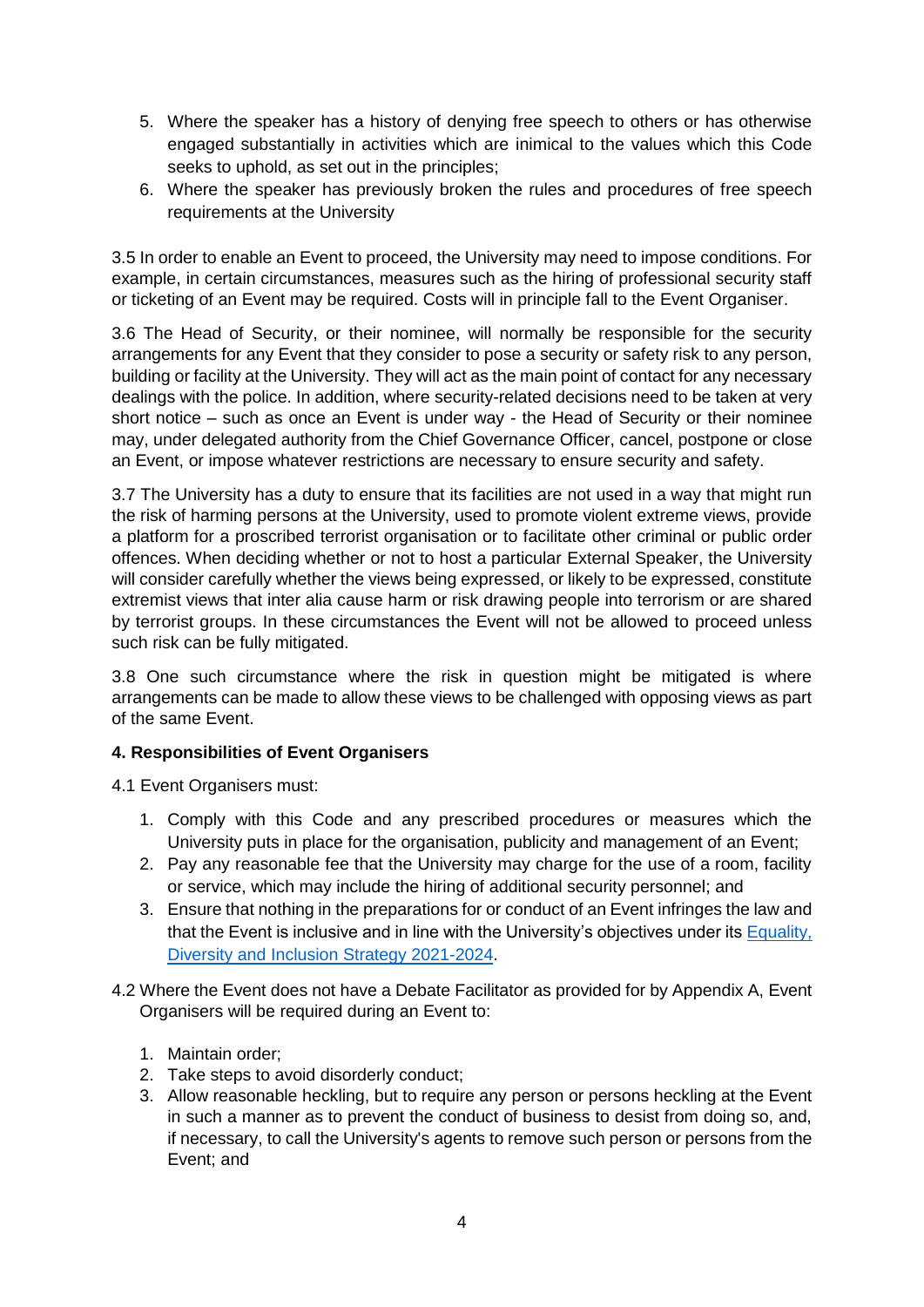5. Where the speaker has a history of denying free speech to others or has otherwise engaged substantially in activities which are inimical to the values which this Code seeks to uphold, as set out in the principles;
6. Where the speaker has previously broken the rules and procedures of free speech requirements at the University

3.5 In order to enable an Event to proceed, the University may need to impose conditions. For example, in certain circumstances, measures such as the hiring of professional security staff or ticketing of an Event may be required. Costs will in principle fall to the Event Organiser.

3.6 The Head of Security, or their nominee, will normally be responsible for the security arrangements for any Event that they consider to pose a security or safety risk to any person, building or facility at the University. They will act as the main point of contact for any necessary dealings with the police. In addition, where security-related decisions need to be taken at very short notice – such as once an Event is under way - the Head of Security or their nominee may, under delegated authority from the Chief Governance Officer, cancel, postpone or close an Event, or impose whatever restrictions are necessary to ensure security and safety.

3.7 The University has a duty to ensure that its facilities are not used in a way that might run the risk of harming persons at the University, used to promote violent extreme views, provide a platform for a proscribed terrorist organisation or to facilitate other criminal or public order offences. When deciding whether or not to host a particular External Speaker, the University will consider carefully whether the views being expressed, or likely to be expressed, constitute extremist views that inter alia cause harm or risk drawing people into terrorism or are shared by terrorist groups. In these circumstances the Event will not be allowed to proceed unless such risk can be fully mitigated.

3.8 One such circumstance where the risk in question might be mitigated is where arrangements can be made to allow these views to be challenged with opposing views as part of the same Event.

**4. Responsibilities of Event Organisers**

4.1 Event Organisers must:

1. Comply with this Code and any prescribed procedures or measures which the University puts in place for the organisation, publicity and management of an Event;
2. Pay any reasonable fee that the University may charge for the use of a room, facility or service, which may include the hiring of additional security personnel; and
3. Ensure that nothing in the preparations for or conduct of an Event infringes the law and that the Event is inclusive and in line with the University's objectives under its [Equality, Diversity and Inclusion Strategy 2021-2024](#).

4.2 Where the Event does not have a Debate Facilitator as provided for by Appendix A, Event Organisers will be required during an Event to:

1. Maintain order;
2. Take steps to avoid disorderly conduct;
3. Allow reasonable heckling, but to require any person or persons heckling at the Event in such a manner as to prevent the conduct of business to desist from doing so, and, if necessary, to call the University's agents to remove such person or persons from the Event; and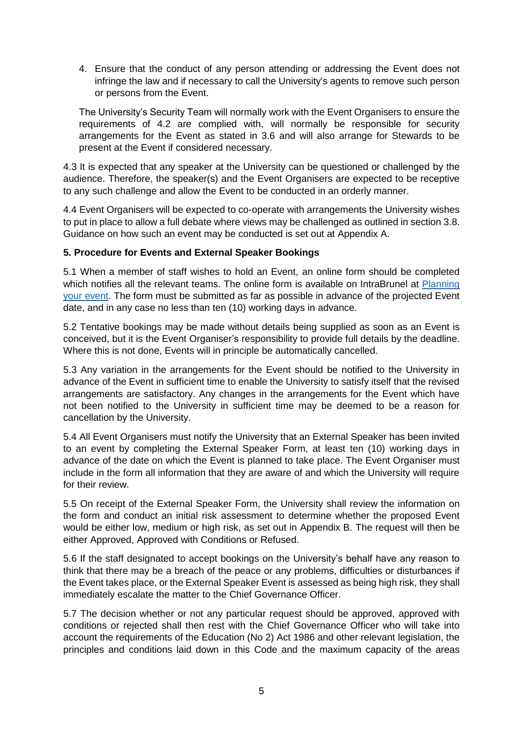4. Ensure that the conduct of any person attending or addressing the Event does not infringe the law and if necessary to call the University's agents to remove such person or persons from the Event.

The University's Security Team will normally work with the Event Organisers to ensure the requirements of 4.2 are complied with, will normally be responsible for security arrangements for the Event as stated in 3.6 and will also arrange for Stewards to be present at the Event if considered necessary.

4.3 It is expected that any speaker at the University can be questioned or challenged by the audience. Therefore, the speaker(s) and the Event Organisers are expected to be receptive to any such challenge and allow the Event to be conducted in an orderly manner.

4.4 Event Organisers will be expected to co-operate with arrangements the University wishes to put in place to allow a full debate where views may be challenged as outlined in section 3.8. Guidance on how such an event may be conducted is set out at Appendix A.

**5. Procedure for Events and External Speaker Bookings**

5.1 When a member of staff wishes to hold an Event, an online form should be completed which notifies all the relevant teams. The online form is available on IntraBrunel at [Planning your event](). The form must be submitted as far as possible in advance of the projected Event date, and in any case no less than ten (10) working days in advance.

5.2 Tentative bookings may be made without details being supplied as soon as an Event is conceived, but it is the Event Organiser's responsibility to provide full details by the deadline. Where this is not done, Events will in principle be automatically cancelled.

5.3 Any variation in the arrangements for the Event should be notified to the University in advance of the Event in sufficient time to enable the University to satisfy itself that the revised arrangements are satisfactory. Any changes in the arrangements for the Event which have not been notified to the University in sufficient time may be deemed to be a reason for cancellation by the University.

5.4 All Event Organisers must notify the University that an External Speaker has been invited to an event by completing the External Speaker Form, at least ten (10) working days in advance of the date on which the Event is planned to take place. The Event Organiser must include in the form all information that they are aware of and which the University will require for their review.

5.5 On receipt of the External Speaker Form, the University shall review the information on the form and conduct an initial risk assessment to determine whether the proposed Event would be either low, medium or high risk, as set out in Appendix B. The request will then be either Approved, Approved with Conditions or Refused.

5.6 If the staff designated to accept bookings on the University's behalf have any reason to think that there may be a breach of the peace or any problems, difficulties or disturbances if the Event takes place, or the External Speaker Event is assessed as being high risk, they shall immediately escalate the matter to the Chief Governance Officer.

5.7 The decision whether or not any particular request should be approved, approved with conditions or rejected shall then rest with the Chief Governance Officer who will take into account the requirements of the Education (No 2) Act 1986 and other relevant legislation, the principles and conditions laid down in this Code and the maximum capacity of the areas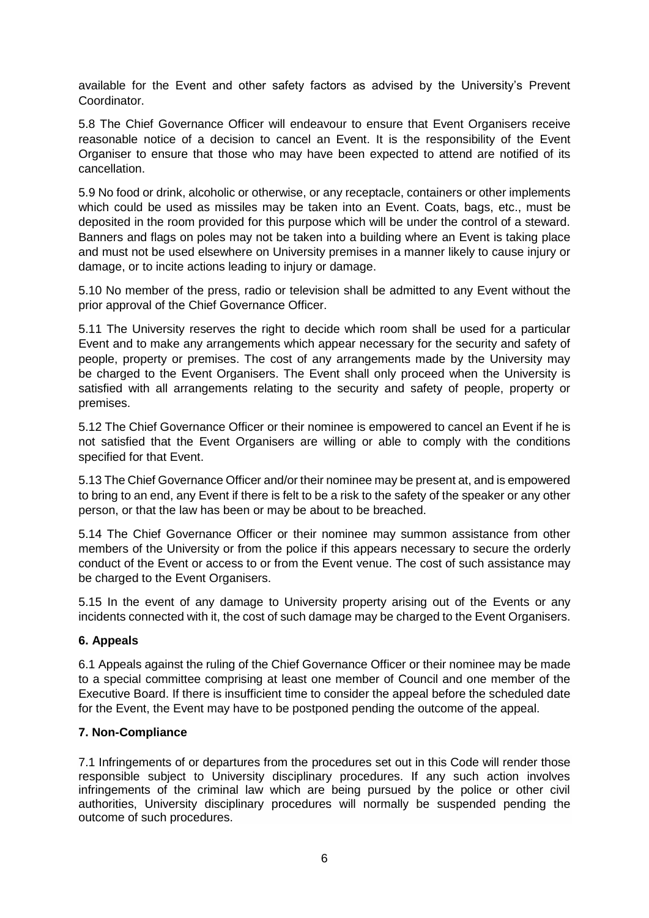available for the Event and other safety factors as advised by the University's Prevent Coordinator.

5.8 The Chief Governance Officer will endeavour to ensure that Event Organisers receive reasonable notice of a decision to cancel an Event. It is the responsibility of the Event Organiser to ensure that those who may have been expected to attend are notified of its cancellation.

5.9 No food or drink, alcoholic or otherwise, or any receptacle, containers or other implements which could be used as missiles may be taken into an Event. Coats, bags, etc., must be deposited in the room provided for this purpose which will be under the control of a steward. Banners and flags on poles may not be taken into a building where an Event is taking place and must not be used elsewhere on University premises in a manner likely to cause injury or damage, or to incite actions leading to injury or damage.

5.10 No member of the press, radio or television shall be admitted to any Event without the prior approval of the Chief Governance Officer.

5.11 The University reserves the right to decide which room shall be used for a particular Event and to make any arrangements which appear necessary for the security and safety of people, property or premises. The cost of any arrangements made by the University may be charged to the Event Organisers. The Event shall only proceed when the University is satisfied with all arrangements relating to the security and safety of people, property or premises.

5.12 The Chief Governance Officer or their nominee is empowered to cancel an Event if he is not satisfied that the Event Organisers are willing or able to comply with the conditions specified for that Event.

5.13 The Chief Governance Officer and/or their nominee may be present at, and is empowered to bring to an end, any Event if there is felt to be a risk to the safety of the speaker or any other person, or that the law has been or may be about to be breached.

5.14 The Chief Governance Officer or their nominee may summon assistance from other members of the University or from the police if this appears necessary to secure the orderly conduct of the Event or access to or from the Event venue. The cost of such assistance may be charged to the Event Organisers.

5.15 In the event of any damage to University property arising out of the Events or any incidents connected with it, the cost of such damage may be charged to the Event Organisers.

## 6. Appeals

6.1 Appeals against the ruling of the Chief Governance Officer or their nominee may be made to a special committee comprising at least one member of Council and one member of the Executive Board. If there is insufficient time to consider the appeal before the scheduled date for the Event, the Event may have to be postponed pending the outcome of the appeal.

## 7. Non-Compliance

7.1 Infringements of or departures from the procedures set out in this Code will render those responsible subject to University disciplinary procedures. If any such action involves infringements of the criminal law which are being pursued by the police or other civil authorities, University disciplinary procedures will normally be suspended pending the outcome of such procedures.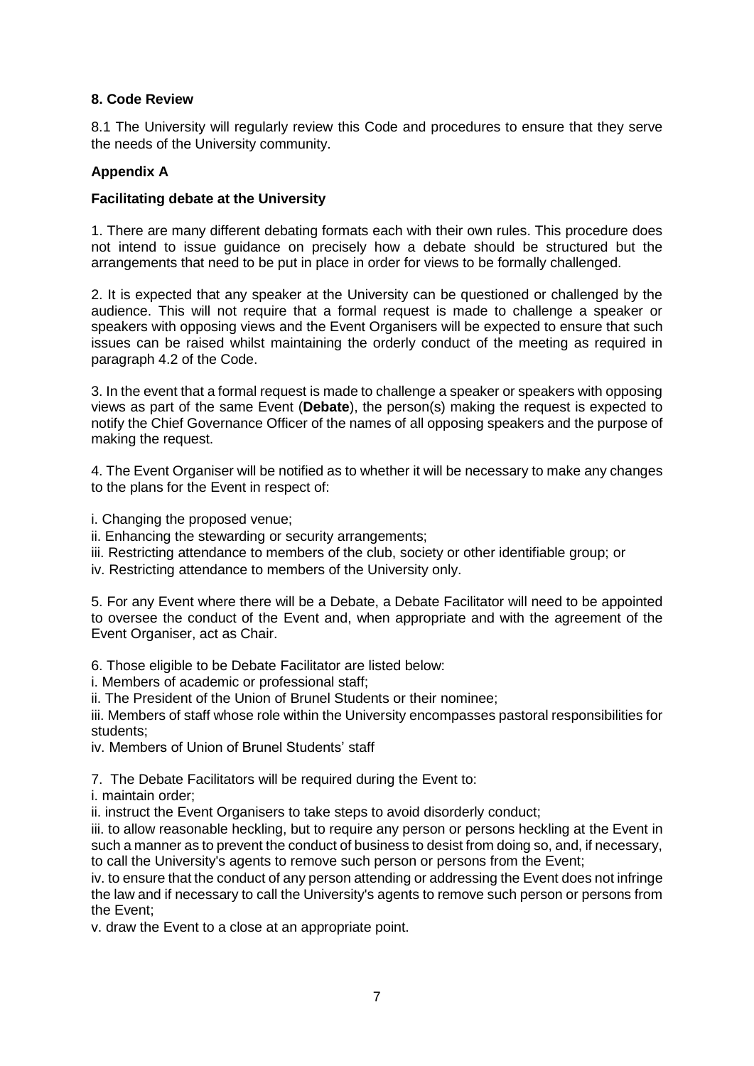**8. Code Review**

8.1 The University will regularly review this Code and procedures to ensure that they serve the needs of the University community.

**Appendix A**

**Facilitating debate at the University**

1. There are many different debating formats each with their own rules. This procedure does not intend to issue guidance on precisely how a debate should be structured but the arrangements that need to be put in place in order for views to be formally challenged.

2. It is expected that any speaker at the University can be questioned or challenged by the audience. This will not require that a formal request is made to challenge a speaker or speakers with opposing views and the Event Organisers will be expected to ensure that such issues can be raised whilst maintaining the orderly conduct of the meeting as required in paragraph 4.2 of the Code.

3. In the event that a formal request is made to challenge a speaker or speakers with opposing views as part of the same Event (**Debate**), the person(s) making the request is expected to notify the Chief Governance Officer of the names of all opposing speakers and the purpose of making the request.

4. The Event Organiser will be notified as to whether it will be necessary to make any changes to the plans for the Event in respect of:

i. Changing the proposed venue;
ii. Enhancing the stewarding or security arrangements;
iii. Restricting attendance to members of the club, society or other identifiable group; or
iv. Restricting attendance to members of the University only.

5. For any Event where there will be a Debate, a Debate Facilitator will need to be appointed to oversee the conduct of the Event and, when appropriate and with the agreement of the Event Organiser, act as Chair.

6. Those eligible to be Debate Facilitator are listed below:
i. Members of academic or professional staff;
ii. The President of the Union of Brunel Students or their nominee;
iii. Members of staff whose role within the University encompasses pastoral responsibilities for students;
iv. Members of Union of Brunel Students' staff

7. The Debate Facilitators will be required during the Event to:
i. maintain order;
ii. instruct the Event Organisers to take steps to avoid disorderly conduct;
iii. to allow reasonable heckling, but to require any person or persons heckling at the Event in such a manner as to prevent the conduct of business to desist from doing so, and, if necessary, to call the University's agents to remove such person or persons from the Event;
iv. to ensure that the conduct of any person attending or addressing the Event does not infringe the law and if necessary to call the University's agents to remove such person or persons from the Event;
v. draw the Event to a close at an appropriate point.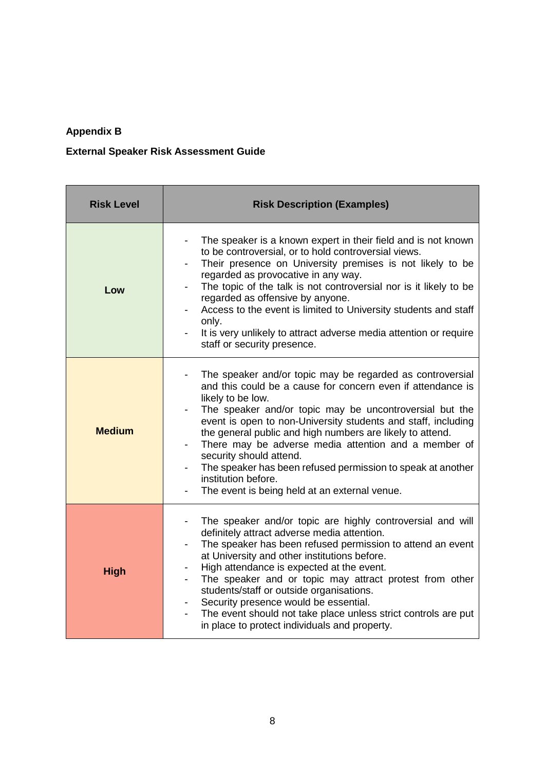**Appendix B**

**External Speaker Risk Assessment Guide**

| Risk Level | Risk Description (Examples) |
|---|---|
| Low | - The speaker is a known expert in their field and is not known to be controversial, or to hold controversial views.<br>- Their presence on University premises is not likely to be regarded as provocative in any way.<br>- The topic of the talk is not controversial nor is it likely to be regarded as offensive by anyone.<br>- Access to the event is limited to University students and staff only.<br>- It is very unlikely to attract adverse media attention or require staff or security presence. |
| **Medium** | - The speaker and/or topic may be regarded as controversial and this could be a cause for concern even if attendance is likely to be low.<br>- The speaker and/or topic may be uncontroversial but the event is open to non-University students and staff, including the general public and high numbers are likely to attend.<br>- There may be adverse media attention and a member of security should attend.<br>- The speaker has been refused permission to speak at another institution before.<br>- The event is being held at an external venue. |
| **High** | - The speaker and/or topic are highly controversial and will definitely attract adverse media attention.<br>- The speaker has been refused permission to attend an event at University and other institutions before.<br>- High attendance is expected at the event.<br>- The speaker and or topic may attract protest from other students/staff or outside organisations.<br>- Security presence would be essential.<br>- The event should not take place unless strict controls are put in place to protect individuals and property. |